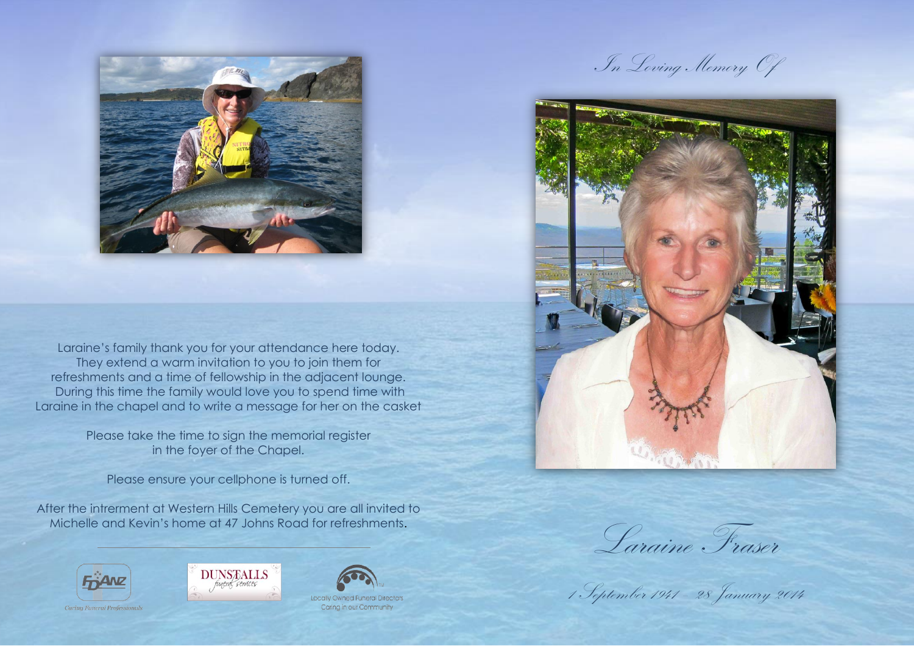*In Loving Memory Of*

# *Laraine Fraser*

*1 September 1941 – 28 January 2014*

Laraine's family thank you for your attendance here today. They extend a warm invitation to you to join them for refreshments and a time of fellowship in the adjacent lounge. During this time the family would love you to spend time with Laraine in the chapel and to write a message for her on the casket

Please take the time to sign the memorial register in the foyer of the Chapel.

Please ensure your cellphone is turned off.

After the intrerment at Western Hills Cemetery you are all invited to Michelle and Kevin's home at 47 Johns Road for refreshments.

---

FDANZ
Caring Funeral Professionals

DUNSTALLS
funeral services

Locally Owned Funeral Directors
Caring in our Community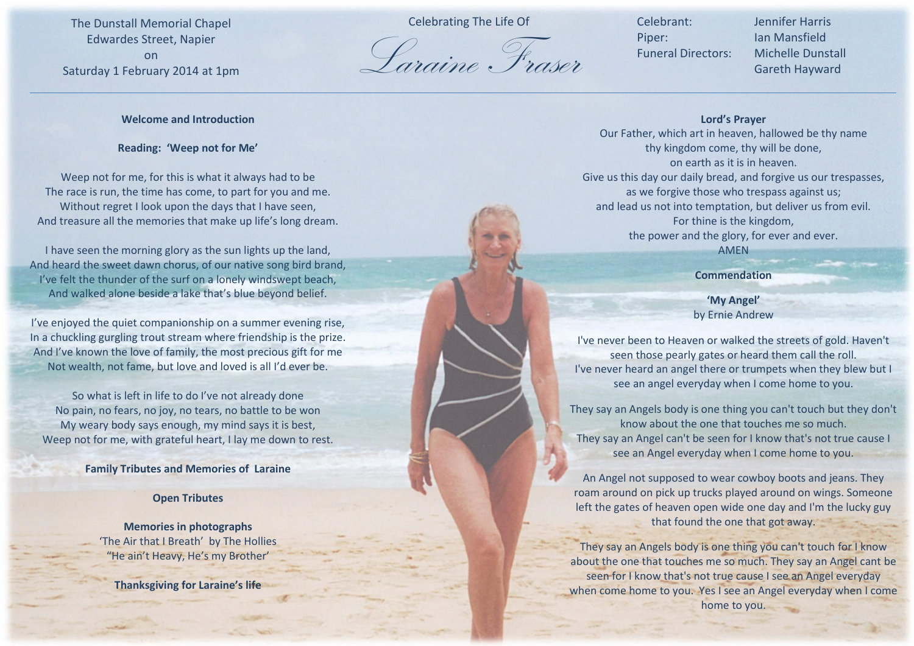The Dunstall Memorial Chapel
Edwardes Street, Napier
on
Saturday 1 February 2014 at 1pm

Celebrating The Life Of

# Laraine Fraser

Celebrant: Jennifer Harris
Piper: Ian Mansfield
Funeral Directors: Michelle Dunstall
Gareth Hayward

---

**Welcome and Introduction**

**Reading: 'Weep not for Me'**

Weep not for me, for this is what it always had to be
The race is run, the time has come, to part for you and me.
Without regret I look upon the days that I have seen,
And treasure all the memories that make up life's long dream.

I have seen the morning glory as the sun lights up the land,
And heard the sweet dawn chorus, of our native song bird brand,
I've felt the thunder of the surf on a lonely windswept beach,
And walked alone beside a lake that's blue beyond belief.

I've enjoyed the quiet companionship on a summer evening rise,
In a chuckling gurgling trout stream where friendship is the prize.
And I've known the love of family, the most precious gift for me
Not wealth, not fame, but love and loved is all I'd ever be.

So what is left in life to do I've not already done
No pain, no fears, no joy, no tears, no battle to be won
My weary body says enough, my mind says it is best,
Weep not for me, with grateful heart, I lay me down to rest.

**Family Tributes and Memories of Laraine**

**Open Tributes**

**Memories in photographs**
'The Air that I Breath' by The Hollies
"He ain't Heavy, He's my Brother'

**Thanksgiving for Laraine's life**

**Lord's Prayer**
Our Father, which art in heaven, hallowed be thy name
thy kingdom come, thy will be done,
on earth as it is in heaven.
Give us this day our daily bread, and forgive us our trespasses,
as we forgive those who trespass against us;
and lead us not into temptation, but deliver us from evil.
For thine is the kingdom,
the power and the glory, for ever and ever.
AMEN

**Commendation**

**'My Angel'**
by Ernie Andrew

I've never been to Heaven or walked the streets of gold. Haven't seen those pearly gates or heard them call the roll. I've never heard an angel there or trumpets when they blew but I see an angel everyday when I come home to you.

They say an Angels body is one thing you can't touch but they don't know about the one that touches me so much. They say an Angel can't be seen for I know that's not true cause I see an Angel everyday when I come home to you.

An Angel not supposed to wear cowboy boots and jeans. They roam around on pick up trucks played around on wings. Someone left the gates of heaven open wide one day and I'm the lucky guy that found the one that got away.

They say an Angels body is one thing you can't touch for I know about the one that touches me so much. They say an Angel cant be seen for I know that's not true cause I see an Angel everyday when come home to you. Yes I see an Angel everyday when I come home to you.